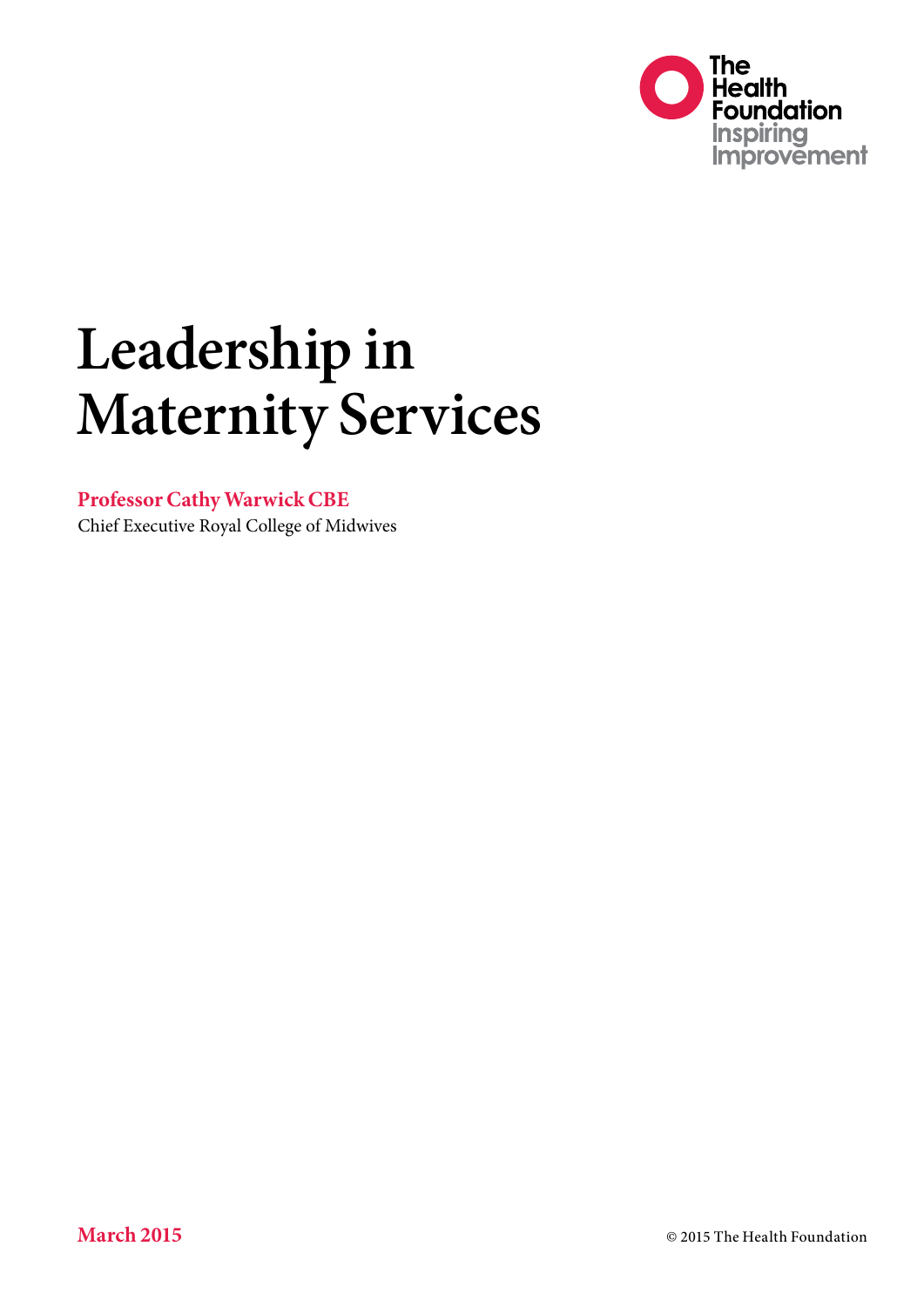The Health Foundation
Inspiring Improvement

# Leadership in Maternity Services

**Professor Cathy Warwick CBE**
Chief Executive Royal College of Midwives

**March 2015**

© 2015 The Health Foundation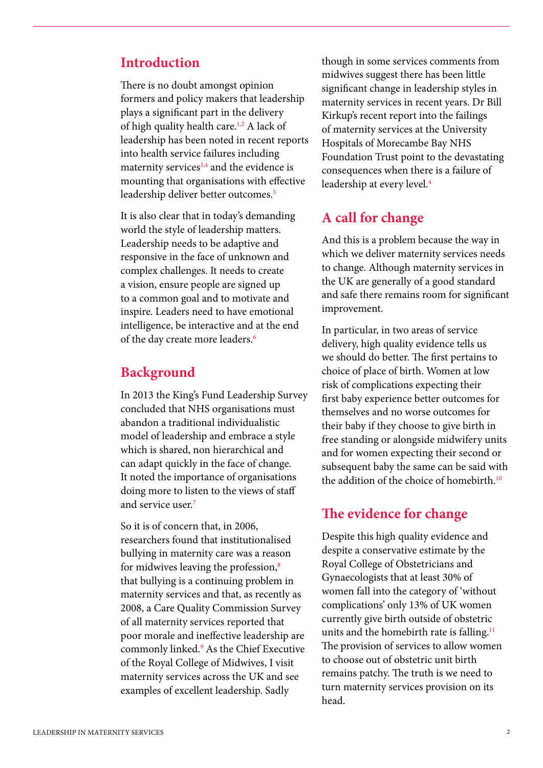## Introduction

There is no doubt amongst opinion formers and policy makers that leadership plays a significant part in the delivery of high quality health care.[1,2] A lack of leadership has been noted in recent reports into health service failures including maternity services[3,4] and the evidence is mounting that organisations with effective leadership deliver better outcomes.[5]

It is also clear that in today's demanding world the style of leadership matters. Leadership needs to be adaptive and responsive in the face of unknown and complex challenges. It needs to create a vision, ensure people are signed up to a common goal and to motivate and inspire. Leaders need to have emotional intelligence, be interactive and at the end of the day create more leaders.[6]

## Background

In 2013 the King's Fund Leadership Survey concluded that NHS organisations must abandon a traditional individualistic model of leadership and embrace a style which is shared, non hierarchical and can adapt quickly in the face of change. It noted the importance of organisations doing more to listen to the views of staff and service user.[7]

So it is of concern that, in 2006, researchers found that institutionalised bullying in maternity care was a reason for midwives leaving the profession,[8] that bullying is a continuing problem in maternity services and that, as recently as 2008, a Care Quality Commission Survey of all maternity services reported that poor morale and ineffective leadership are commonly linked.[9] As the Chief Executive of the Royal College of Midwives, I visit maternity services across the UK and see examples of excellent leadership. Sadly though in some services comments from midwives suggest there has been little significant change in leadership styles in maternity services in recent years. Dr Bill Kirkup's recent report into the failings of maternity services at the University Hospitals of Morecambe Bay NHS Foundation Trust point to the devastating consequences when there is a failure of leadership at every level.[4]

## A call for change

And this is a problem because the way in which we deliver maternity services needs to change. Although maternity services in the UK are generally of a good standard and safe there remains room for significant improvement.

In particular, in two areas of service delivery, high quality evidence tells us we should do better. The first pertains to choice of place of birth. Women at low risk of complications expecting their first baby experience better outcomes for themselves and no worse outcomes for their baby if they choose to give birth in free standing or alongside midwifery units and for women expecting their second or subsequent baby the same can be said with the addition of the choice of homebirth.[10]

## The evidence for change

Despite this high quality evidence and despite a conservative estimate by the Royal College of Obstetricians and Gynaecologists that at least 30% of women fall into the category of 'without complications' only 13% of UK women currently give birth outside of obstetric units and the homebirth rate is falling.[11] The provision of services to allow women to choose out of obstetric unit birth remains patchy. The truth is we need to turn maternity services provision on its head.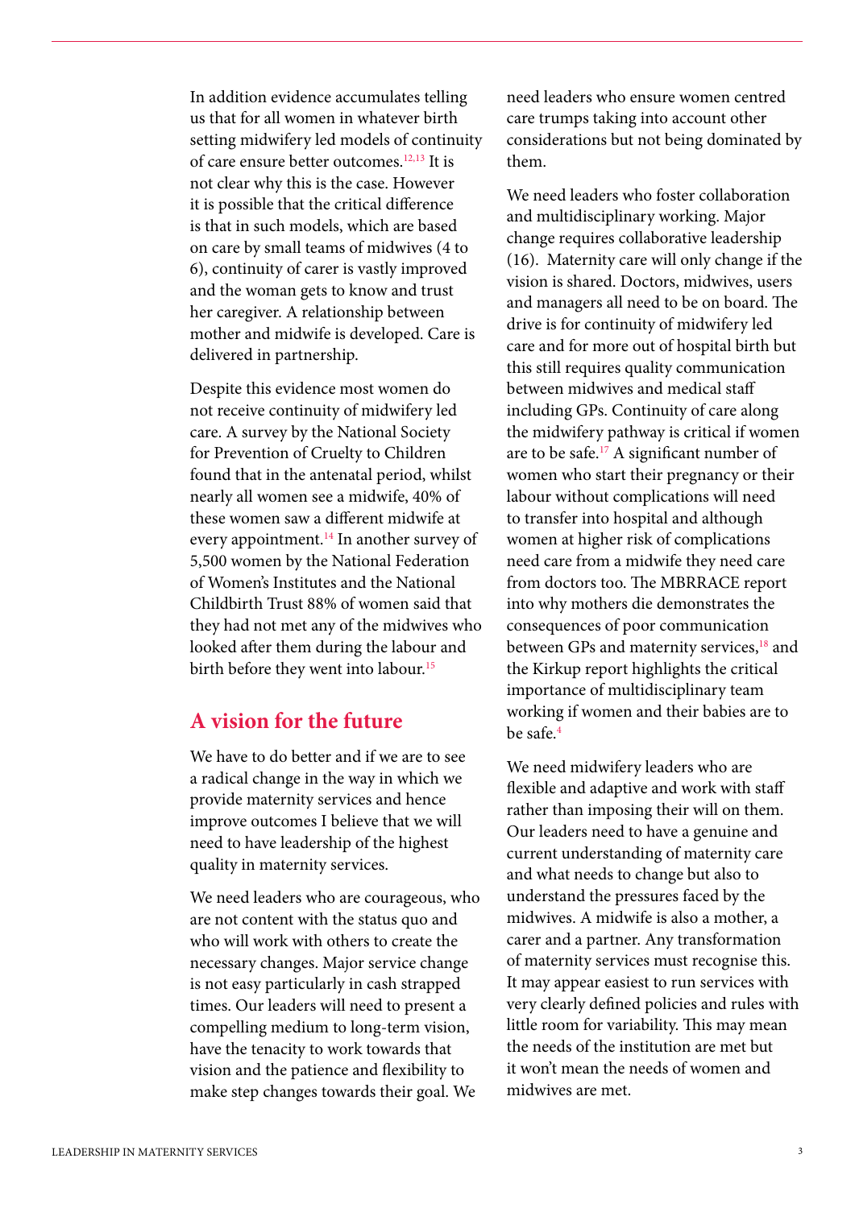In addition evidence accumulates telling us that for all women in whatever birth setting midwifery led models of continuity of care ensure better outcomes.[12,13] It is not clear why this is the case. However it is possible that the critical difference is that in such models, which are based on care by small teams of midwives (4 to 6), continuity of carer is vastly improved and the woman gets to know and trust her caregiver. A relationship between mother and midwife is developed. Care is delivered in partnership.

Despite this evidence most women do not receive continuity of midwifery led care. A survey by the National Society for Prevention of Cruelty to Children found that in the antenatal period, whilst nearly all women see a midwife, 40% of these women saw a different midwife at every appointment.[14] In another survey of 5,500 women by the National Federation of Women's Institutes and the National Childbirth Trust 88% of women said that they had not met any of the midwives who looked after them during the labour and birth before they went into labour.[15]

## A vision for the future

We have to do better and if we are to see a radical change in the way in which we provide maternity services and hence improve outcomes I believe that we will need to have leadership of the highest quality in maternity services.

We need leaders who are courageous, who are not content with the status quo and who will work with others to create the necessary changes. Major service change is not easy particularly in cash strapped times. Our leaders will need to present a compelling medium to long-term vision, have the tenacity to work towards that vision and the patience and flexibility to make step changes towards their goal. We need leaders who ensure women centred care trumps taking into account other considerations but not being dominated by them.

We need leaders who foster collaboration and multidisciplinary working. Major change requires collaborative leadership (16). Maternity care will only change if the vision is shared. Doctors, midwives, users and managers all need to be on board. The drive is for continuity of midwifery led care and for more out of hospital birth but this still requires quality communication between midwives and medical staff including GPs. Continuity of care along the midwifery pathway is critical if women are to be safe.[17] A significant number of women who start their pregnancy or their labour without complications will need to transfer into hospital and although women at higher risk of complications need care from a midwife they need care from doctors too. The MBRRACE report into why mothers die demonstrates the consequences of poor communication between GPs and maternity services,[18] and the Kirkup report highlights the critical importance of multidisciplinary team working if women and their babies are to be safe.[4]

We need midwifery leaders who are flexible and adaptive and work with staff rather than imposing their will on them. Our leaders need to have a genuine and current understanding of maternity care and what needs to change but also to understand the pressures faced by the midwives. A midwife is also a mother, a carer and a partner. Any transformation of maternity services must recognise this. It may appear easiest to run services with very clearly defined policies and rules with little room for variability. This may mean the needs of the institution are met but it won't mean the needs of women and midwives are met.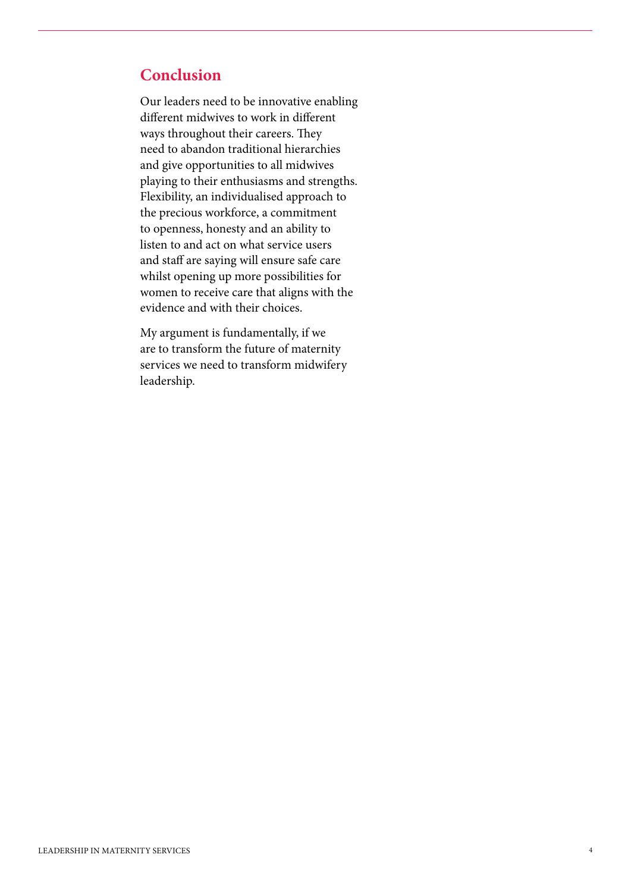## Conclusion

Our leaders need to be innovative enabling different midwives to work in different ways throughout their careers. They need to abandon traditional hierarchies and give opportunities to all midwives playing to their enthusiasms and strengths. Flexibility, an individualised approach to the precious workforce, a commitment to openness, honesty and an ability to listen to and act on what service users and staff are saying will ensure safe care whilst opening up more possibilities for women to receive care that aligns with the evidence and with their choices.

My argument is fundamentally, if we are to transform the future of maternity services we need to transform midwifery leadership.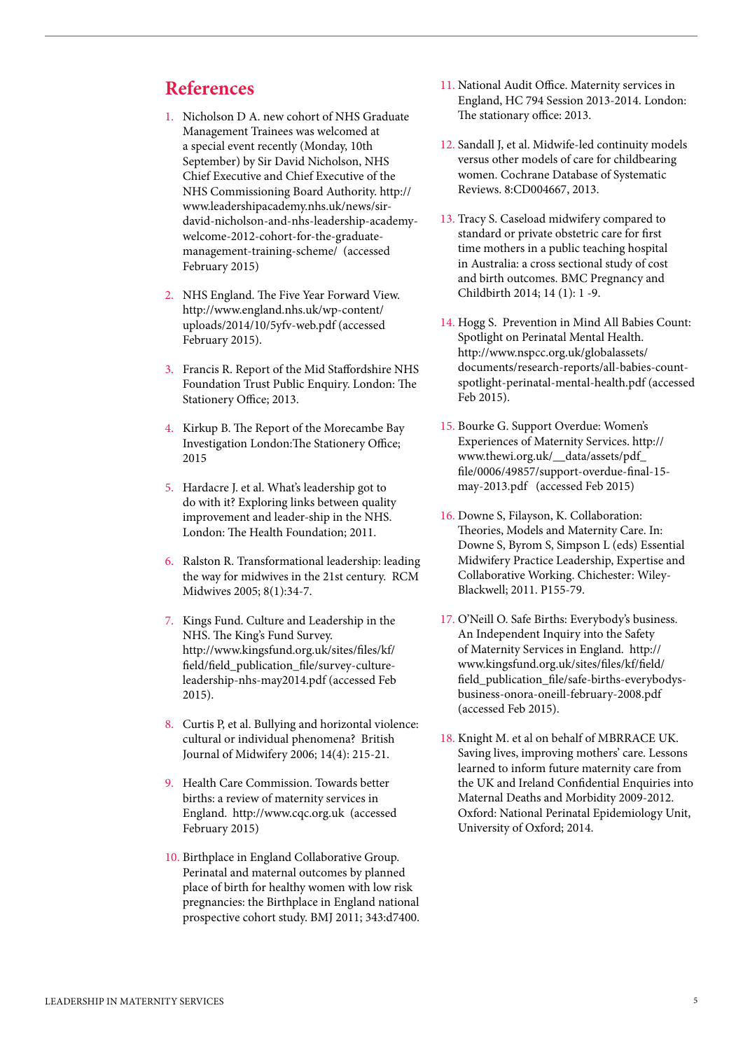## References

1. Nicholson D A. new cohort of NHS Graduate Management Trainees was welcomed at a special event recently (Monday, 10th September) by Sir David Nicholson, NHS Chief Executive and Chief Executive of the NHS Commissioning Board Authority. http://www.leadershipacademy.nhs.uk/news/sir-david-nicholson-and-nhs-leadership-academy-welcome-2012-cohort-for-the-graduate-management-training-scheme/ (accessed February 2015)

2. NHS England. The Five Year Forward View. http://www.england.nhs.uk/wp-content/uploads/2014/10/5yfv-web.pdf (accessed February 2015).

3. Francis R. Report of the Mid Staffordshire NHS Foundation Trust Public Enquiry. London: The Stationery Office; 2013.

4. Kirkup B. The Report of the Morecambe Bay Investigation London:The Stationery Office; 2015

5. Hardacre J. et al. What's leadership got to do with it? Exploring links between quality improvement and leader-ship in the NHS. London: The Health Foundation; 2011.

6. Ralston R. Transformational leadership: leading the way for midwives in the 21st century. RCM Midwives 2005; 8(1):34-7.

7. Kings Fund. Culture and Leadership in the NHS. The King's Fund Survey. http://www.kingsfund.org.uk/sites/files/kf/field/field_publication_file/survey-culture-leadership-nhs-may2014.pdf (accessed Feb 2015).

8. Curtis P, et al. Bullying and horizontal violence: cultural or individual phenomena? British Journal of Midwifery 2006; 14(4): 215-21.

9. Health Care Commission. Towards better births: a review of maternity services in England. http://www.cqc.org.uk (accessed February 2015)

10. Birthplace in England Collaborative Group. Perinatal and maternal outcomes by planned place of birth for healthy women with low risk pregnancies: the Birthplace in England national prospective cohort study. BMJ 2011; 343:d7400.

11. National Audit Office. Maternity services in England, HC 794 Session 2013-2014. London: The stationary office: 2013.

12. Sandall J, et al. Midwife-led continuity models versus other models of care for childbearing women. Cochrane Database of Systematic Reviews. 8:CD004667, 2013.

13. Tracy S. Caseload midwifery compared to standard or private obstetric care for first time mothers in a public teaching hospital in Australia: a cross sectional study of cost and birth outcomes. BMC Pregnancy and Childbirth 2014; 14 (1): 1 -9.

14. Hogg S. Prevention in Mind All Babies Count: Spotlight on Perinatal Mental Health. http://www.nspcc.org.uk/globalassets/documents/research-reports/all-babies-count-spotlight-perinatal-mental-health.pdf (accessed Feb 2015).

15. Bourke G. Support Overdue: Women's Experiences of Maternity Services. http://www.thewi.org.uk/__data/assets/pdf_file/0006/49857/support-overdue-final-15-may-2013.pdf (accessed Feb 2015)

16. Downe S, Filayson, K. Collaboration: Theories, Models and Maternity Care. In: Downe S, Byrom S, Simpson L (eds) Essential Midwifery Practice Leadership, Expertise and Collaborative Working. Chichester: Wiley-Blackwell; 2011. P155-79.

17. O'Neill O. Safe Births: Everybody's business. An Independent Inquiry into the Safety of Maternity Services in England. http://www.kingsfund.org.uk/sites/files/kf/field/field_publication_file/safe-births-everybodys-business-onora-oneill-february-2008.pdf (accessed Feb 2015).

18. Knight M. et al on behalf of MBRRACE UK. Saving lives, improving mothers' care. Lessons learned to inform future maternity care from the UK and Ireland Confidential Enquiries into Maternal Deaths and Morbidity 2009-2012. Oxford: National Perinatal Epidemiology Unit, University of Oxford; 2014.